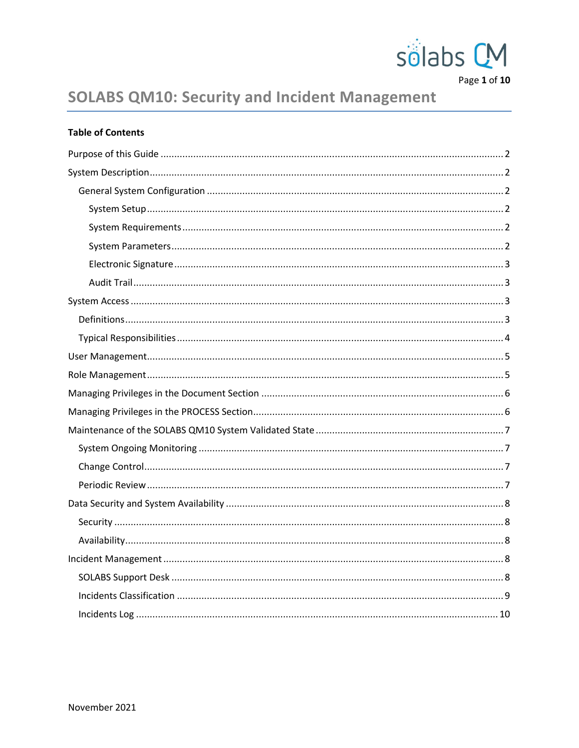# SOLABS QM10: Security and Incident Management

**Table of Contents**

- Purpose of this Guide ... 2
- System Description ... 2
  - General System Configuration ... 2
    - System Setup ... 2
    - System Requirements ... 2
    - System Parameters ... 2
    - Electronic Signature ... 3
    - Audit Trail ... 3
- System Access ... 3
  - Definitions ... 3
  - Typical Responsibilities ... 4
- User Management ... 5
- Role Management ... 5
- Managing Privileges in the Document Section ... 6
- Managing Privileges in the PROCESS Section ... 6
- Maintenance of the SOLABS QM10 System Validated State ... 7
  - System Ongoing Monitoring ... 7
  - Change Control ... 7
  - Periodic Review ... 7
- Data Security and System Availability ... 8
  - Security ... 8
  - Availability ... 8
- Incident Management ... 8
  - SOLABS Support Desk ... 8
  - Incidents Classification ... 9
  - Incidents Log ... 10

November 2021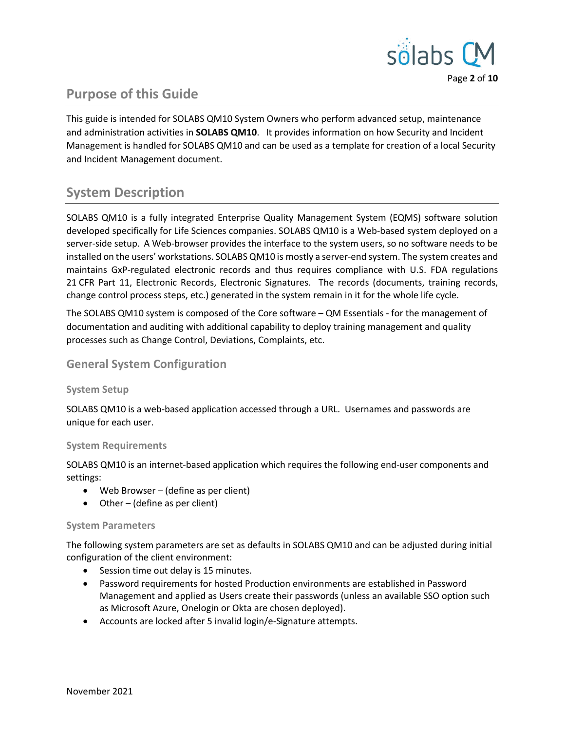## Purpose of this Guide

This guide is intended for SOLABS QM10 System Owners who perform advanced setup, maintenance and administration activities in **SOLABS QM10**. It provides information on how Security and Incident Management is handled for SOLABS QM10 and can be used as a template for creation of a local Security and Incident Management document.

## System Description

SOLABS QM10 is a fully integrated Enterprise Quality Management System (EQMS) software solution developed specifically for Life Sciences companies. SOLABS QM10 is a Web-based system deployed on a server-side setup. A Web-browser provides the interface to the system users, so no software needs to be installed on the users' workstations. SOLABS QM10 is mostly a server-end system. The system creates and maintains GxP-regulated electronic records and thus requires compliance with U.S. FDA regulations 21 CFR Part 11, Electronic Records, Electronic Signatures. The records (documents, training records, change control process steps, etc.) generated in the system remain in it for the whole life cycle.

The SOLABS QM10 system is composed of the Core software – QM Essentials - for the management of documentation and auditing with additional capability to deploy training management and quality processes such as Change Control, Deviations, Complaints, etc.

### General System Configuration

#### System Setup

SOLABS QM10 is a web-based application accessed through a URL. Usernames and passwords are unique for each user.

#### System Requirements

SOLABS QM10 is an internet-based application which requires the following end-user components and settings:

- Web Browser – (define as per client)
- Other – (define as per client)

#### System Parameters

The following system parameters are set as defaults in SOLABS QM10 and can be adjusted during initial configuration of the client environment:

- Session time out delay is 15 minutes.
- Password requirements for hosted Production environments are established in Password Management and applied as Users create their passwords (unless an available SSO option such as Microsoft Azure, Onelogin or Okta are chosen deployed).
- Accounts are locked after 5 invalid login/e-Signature attempts.

November 2021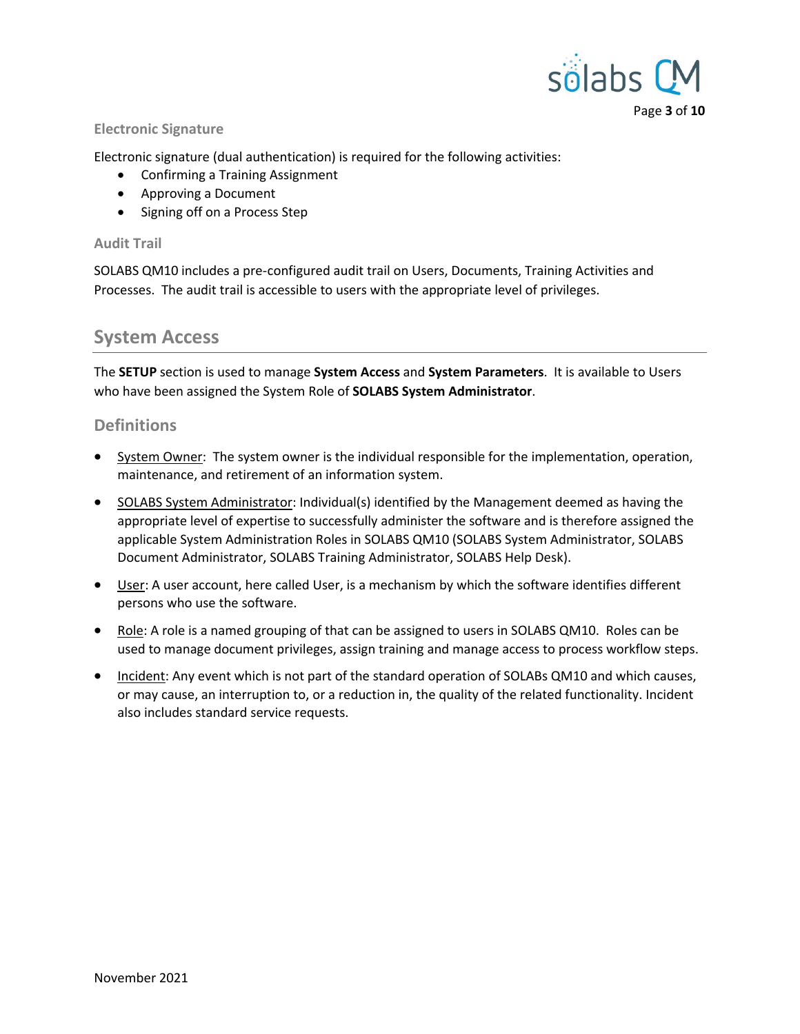### Electronic Signature

Electronic signature (dual authentication) is required for the following activities:

- Confirming a Training Assignment
- Approving a Document
- Signing off on a Process Step

### Audit Trail

SOLABS QM10 includes a pre-configured audit trail on Users, Documents, Training Activities and Processes. The audit trail is accessible to users with the appropriate level of privileges.

## System Access

The **SETUP** section is used to manage **System Access** and **System Parameters**. It is available to Users who have been assigned the System Role of **SOLABS System Administrator**.

### Definitions

- System Owner: The system owner is the individual responsible for the implementation, operation, maintenance, and retirement of an information system.
- SOLABS System Administrator: Individual(s) identified by the Management deemed as having the appropriate level of expertise to successfully administer the software and is therefore assigned the applicable System Administration Roles in SOLABS QM10 (SOLABS System Administrator, SOLABS Document Administrator, SOLABS Training Administrator, SOLABS Help Desk).
- User: A user account, here called User, is a mechanism by which the software identifies different persons who use the software.
- Role: A role is a named grouping of that can be assigned to users in SOLABS QM10. Roles can be used to manage document privileges, assign training and manage access to process workflow steps.
- Incident: Any event which is not part of the standard operation of SOLABs QM10 and which causes, or may cause, an interruption to, or a reduction in, the quality of the related functionality. Incident also includes standard service requests.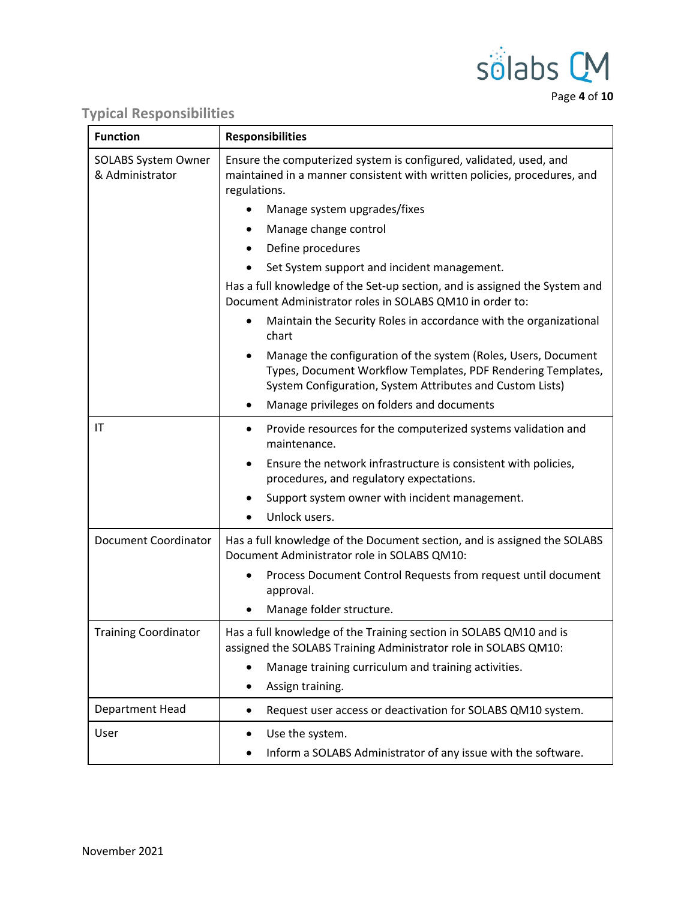## Typical Responsibilities

| Function | Responsibilities |
|---|---|
| SOLABS System Owner & Administrator | Ensure the computerized system is configured, validated, used, and maintained in a manner consistent with written policies, procedures, and regulations.<br>• Manage system upgrades/fixes<br>• Manage change control<br>• Define procedures<br>• Set System support and incident management.<br>Has a full knowledge of the Set-up section, and is assigned the System and Document Administrator roles in SOLABS QM10 in order to:<br>• Maintain the Security Roles in accordance with the organizational chart<br>• Manage the configuration of the system (Roles, Users, Document Types, Document Workflow Templates, PDF Rendering Templates, System Configuration, System Attributes and Custom Lists)<br>• Manage privileges on folders and documents |
| IT | • Provide resources for the computerized systems validation and maintenance.<br>• Ensure the network infrastructure is consistent with policies, procedures, and regulatory expectations.<br>• Support system owner with incident management.<br>• Unlock users. |
| Document Coordinator | Has a full knowledge of the Document section, and is assigned the SOLABS Document Administrator role in SOLABS QM10:<br>• Process Document Control Requests from request until document approval.<br>• Manage folder structure. |
| Training Coordinator | Has a full knowledge of the Training section in SOLABS QM10 and is assigned the SOLABS Training Administrator role in SOLABS QM10:<br>• Manage training curriculum and training activities.<br>• Assign training. |
| Department Head | • Request user access or deactivation for SOLABS QM10 system. |
| User | • Use the system.<br>• Inform a SOLABS Administrator of any issue with the software. |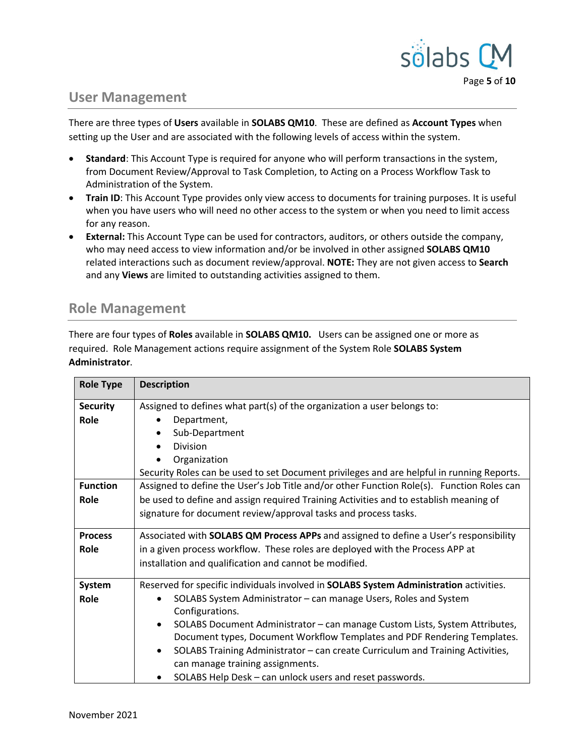## User Management

There are three types of **Users** available in **SOLABS QM10**. These are defined as **Account Types** when setting up the User and are associated with the following levels of access within the system.

- **Standard**: This Account Type is required for anyone who will perform transactions in the system, from Document Review/Approval to Task Completion, to Acting on a Process Workflow Task to Administration of the System.
- **Train ID**: This Account Type provides only view access to documents for training purposes. It is useful when you have users who will need no other access to the system or when you need to limit access for any reason.
- **External:** This Account Type can be used for contractors, auditors, or others outside the company, who may need access to view information and/or be involved in other assigned **SOLABS QM10** related interactions such as document review/approval. **NOTE:** They are not given access to **Search** and any **Views** are limited to outstanding activities assigned to them.

## Role Management

There are four types of **Roles** available in **SOLABS QM10.** Users can be assigned one or more as required. Role Management actions require assignment of the System Role **SOLABS System Administrator**.

| Role Type | Description |
|---|---|
| **Security Role** | Assigned to defines what part(s) of the organization a user belongs to:<br>• Department,<br>• Sub-Department<br>• Division<br>• Organization<br>Security Roles can be used to set Document privileges and are helpful in running Reports. |
| **Function Role** | Assigned to define the User's Job Title and/or other Function Role(s). Function Roles can be used to define and assign required Training Activities and to establish meaning of signature for document review/approval tasks and process tasks. |
| **Process Role** | Associated with **SOLABS QM Process APPs** and assigned to define a User's responsibility in a given process workflow. These roles are deployed with the Process APP at installation and qualification and cannot be modified. |
| **System Role** | Reserved for specific individuals involved in **SOLABS System Administration** activities.<br>• SOLABS System Administrator – can manage Users, Roles and System Configurations.<br>• SOLABS Document Administrator – can manage Custom Lists, System Attributes, Document types, Document Workflow Templates and PDF Rendering Templates.<br>• SOLABS Training Administrator – can create Curriculum and Training Activities, can manage training assignments.<br>• SOLABS Help Desk – can unlock users and reset passwords. |

November 2021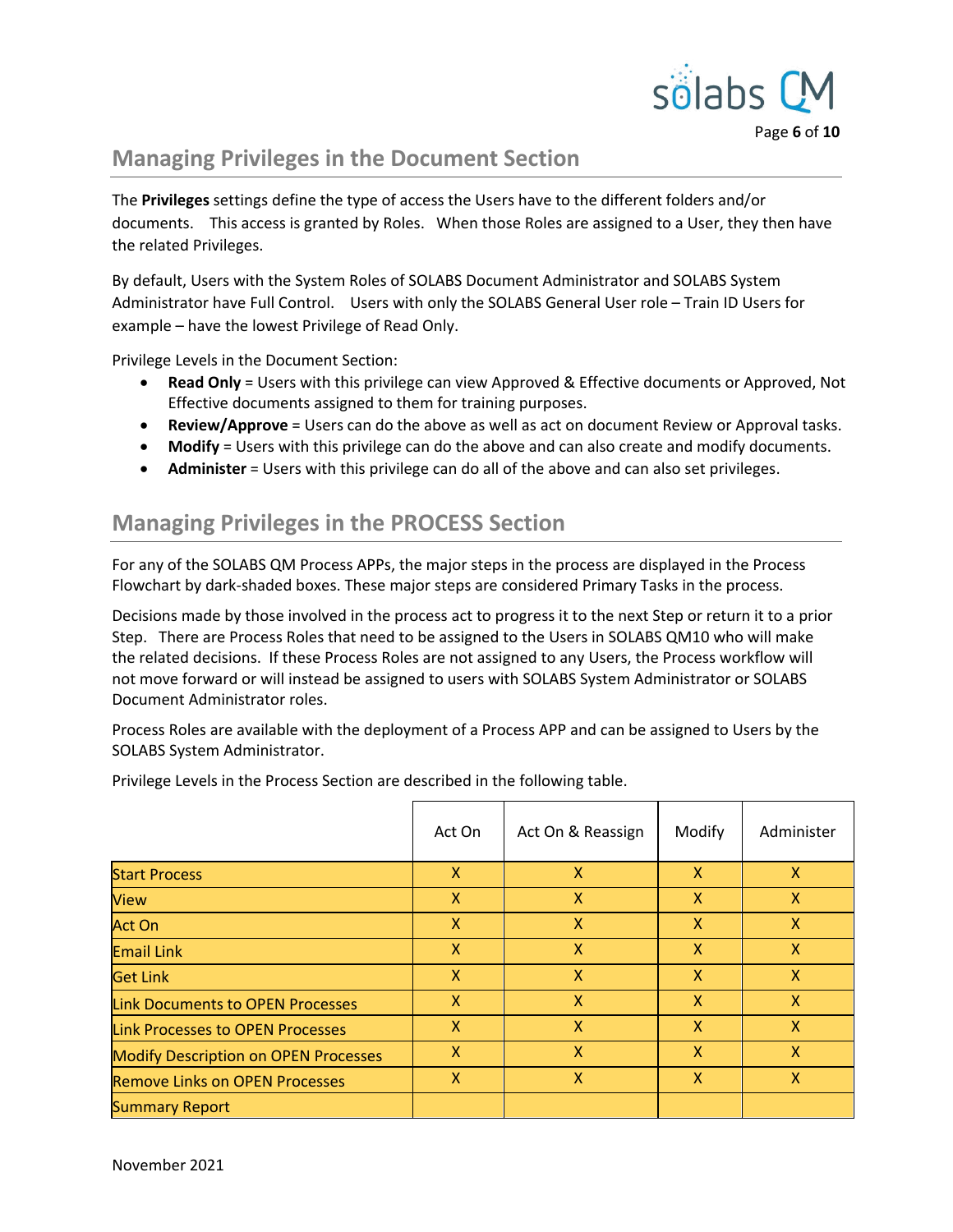## Managing Privileges in the Document Section

The **Privileges** settings define the type of access the Users have to the different folders and/or documents. This access is granted by Roles. When those Roles are assigned to a User, they then have the related Privileges.

By default, Users with the System Roles of SOLABS Document Administrator and SOLABS System Administrator have Full Control. Users with only the SOLABS General User role – Train ID Users for example – have the lowest Privilege of Read Only.

Privilege Levels in the Document Section:

- **Read Only** = Users with this privilege can view Approved & Effective documents or Approved, Not Effective documents assigned to them for training purposes.
- **Review/Approve** = Users can do the above as well as act on document Review or Approval tasks.
- **Modify** = Users with this privilege can do the above and can also create and modify documents.
- **Administer** = Users with this privilege can do all of the above and can also set privileges.

## Managing Privileges in the PROCESS Section

For any of the SOLABS QM Process APPs, the major steps in the process are displayed in the Process Flowchart by dark-shaded boxes. These major steps are considered Primary Tasks in the process.

Decisions made by those involved in the process act to progress it to the next Step or return it to a prior Step. There are Process Roles that need to be assigned to the Users in SOLABS QM10 who will make the related decisions. If these Process Roles are not assigned to any Users, the Process workflow will not move forward or will instead be assigned to users with SOLABS System Administrator or SOLABS Document Administrator roles.

Process Roles are available with the deployment of a Process APP and can be assigned to Users by the SOLABS System Administrator.

Privilege Levels in the Process Section are described in the following table.

| | Act On | Act On & Reassign | Modify | Administer |
|---|---|---|---|---|
| Start Process | X | X | X | X |
| View | X | X | X | X |
| Act On | X | X | X | X |
| Email Link | X | X | X | X |
| Get Link | X | X | X | X |
| Link Documents to OPEN Processes | X | X | X | X |
| Link Processes to OPEN Processes | X | X | X | X |
| Modify Description on OPEN Processes | X | X | X | X |
| Remove Links on OPEN Processes | X | X | X | X |
| Summary Report | | | | |

November 2021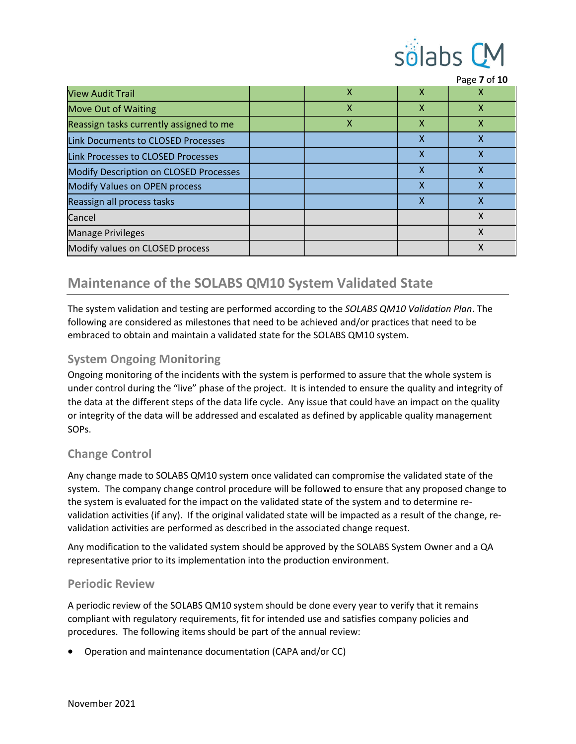| | | | | |
|---|---|---|---|---|
| View Audit Trail | | X | X | X |
| Move Out of Waiting | | X | X | X |
| Reassign tasks currently assigned to me | | X | X | X |
| Link Documents to CLOSED Processes | | | X | X |
| Link Processes to CLOSED Processes | | | X | X |
| Modify Description on CLOSED Processes | | | X | X |
| Modify Values on OPEN process | | | X | X |
| Reassign all process tasks | | | X | X |
| Cancel | | | | X |
| Manage Privileges | | | | X |
| Modify values on CLOSED process | | | | X |

## Maintenance of the SOLABS QM10 System Validated State

The system validation and testing are performed according to the *SOLABS QM10 Validation Plan*. The following are considered as milestones that need to be achieved and/or practices that need to be embraced to obtain and maintain a validated state for the SOLABS QM10 system.

### System Ongoing Monitoring

Ongoing monitoring of the incidents with the system is performed to assure that the whole system is under control during the "live" phase of the project. It is intended to ensure the quality and integrity of the data at the different steps of the data life cycle. Any issue that could have an impact on the quality or integrity of the data will be addressed and escalated as defined by applicable quality management SOPs.

### Change Control

Any change made to SOLABS QM10 system once validated can compromise the validated state of the system. The company change control procedure will be followed to ensure that any proposed change to the system is evaluated for the impact on the validated state of the system and to determine re-validation activities (if any). If the original validated state will be impacted as a result of the change, re-validation activities are performed as described in the associated change request.

Any modification to the validated system should be approved by the SOLABS System Owner and a QA representative prior to its implementation into the production environment.

### Periodic Review

A periodic review of the SOLABS QM10 system should be done every year to verify that it remains compliant with regulatory requirements, fit for intended use and satisfies company policies and procedures. The following items should be part of the annual review:

- Operation and maintenance documentation (CAPA and/or CC)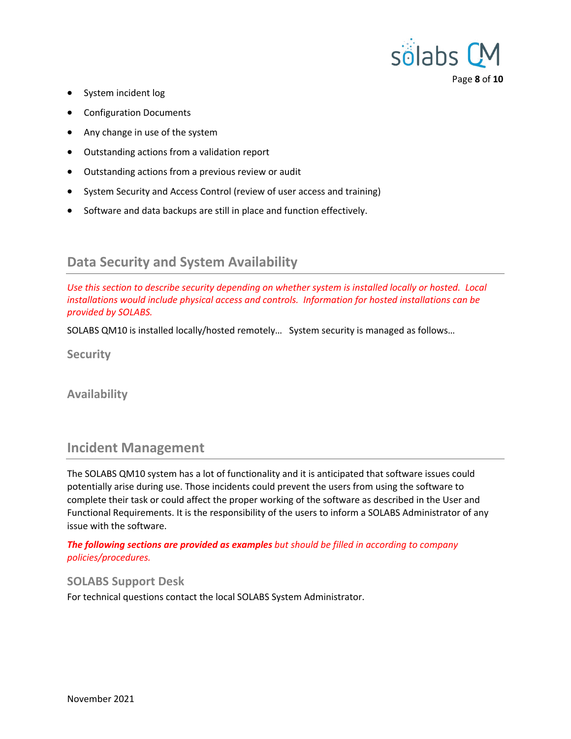- System incident log
- Configuration Documents
- Any change in use of the system
- Outstanding actions from a validation report
- Outstanding actions from a previous review or audit
- System Security and Access Control (review of user access and training)
- Software and data backups are still in place and function effectively.

## Data Security and System Availability

*Use this section to describe security depending on whether system is installed locally or hosted. Local installations would include physical access and controls. Information for hosted installations can be provided by SOLABS.*

SOLABS QM10 is installed locally/hosted remotely… System security is managed as follows…

### Security

### Availability

## Incident Management

The SOLABS QM10 system has a lot of functionality and it is anticipated that software issues could potentially arise during use. Those incidents could prevent the users from using the software to complete their task or could affect the proper working of the software as described in the User and Functional Requirements. It is the responsibility of the users to inform a SOLABS Administrator of any issue with the software.

***The following sections are provided as examples*** *but should be filled in according to company policies/procedures.*

### SOLABS Support Desk

For technical questions contact the local SOLABS System Administrator.

November 2021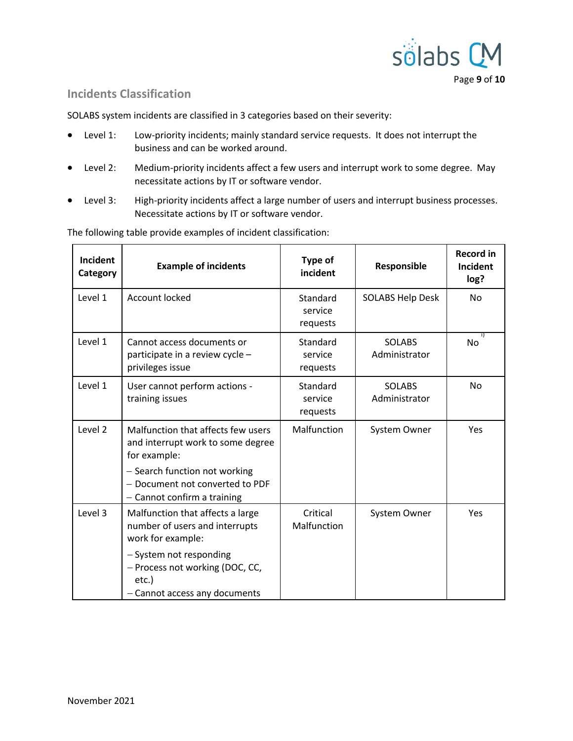## Incidents Classification

SOLABS system incidents are classified in 3 categories based on their severity:

- Level 1: Low-priority incidents; mainly standard service requests. It does not interrupt the business and can be worked around.
- Level 2: Medium-priority incidents affect a few users and interrupt work to some degree. May necessitate actions by IT or software vendor.
- Level 3: High-priority incidents affect a large number of users and interrupt business processes. Necessitate actions by IT or software vendor.

The following table provide examples of incident classification:

| Incident Category | Example of incidents | Type of incident | Responsible | Record in Incident log? |
|---|---|---|---|---|
| Level 1 | Account locked | Standard service requests | SOLABS Help Desk | No |
| Level 1 | Cannot access documents or participate in a review cycle – privileges issue | Standard service requests | SOLABS Administrator | No [1] |
| Level 1 | User cannot perform actions - training issues | Standard service requests | SOLABS Administrator | No |
| Level 2 | Malfunction that affects few users and interrupt work to some degree for example:<br>– Search function not working<br>– Document not converted to PDF<br>– Cannot confirm a training | Malfunction | System Owner | Yes |
| Level 3 | Malfunction that affects a large number of users and interrupts work for example:<br>– System not responding<br>– Process not working (DOC, CC, etc.)<br>– Cannot access any documents | Critical Malfunction | System Owner | Yes |

November 2021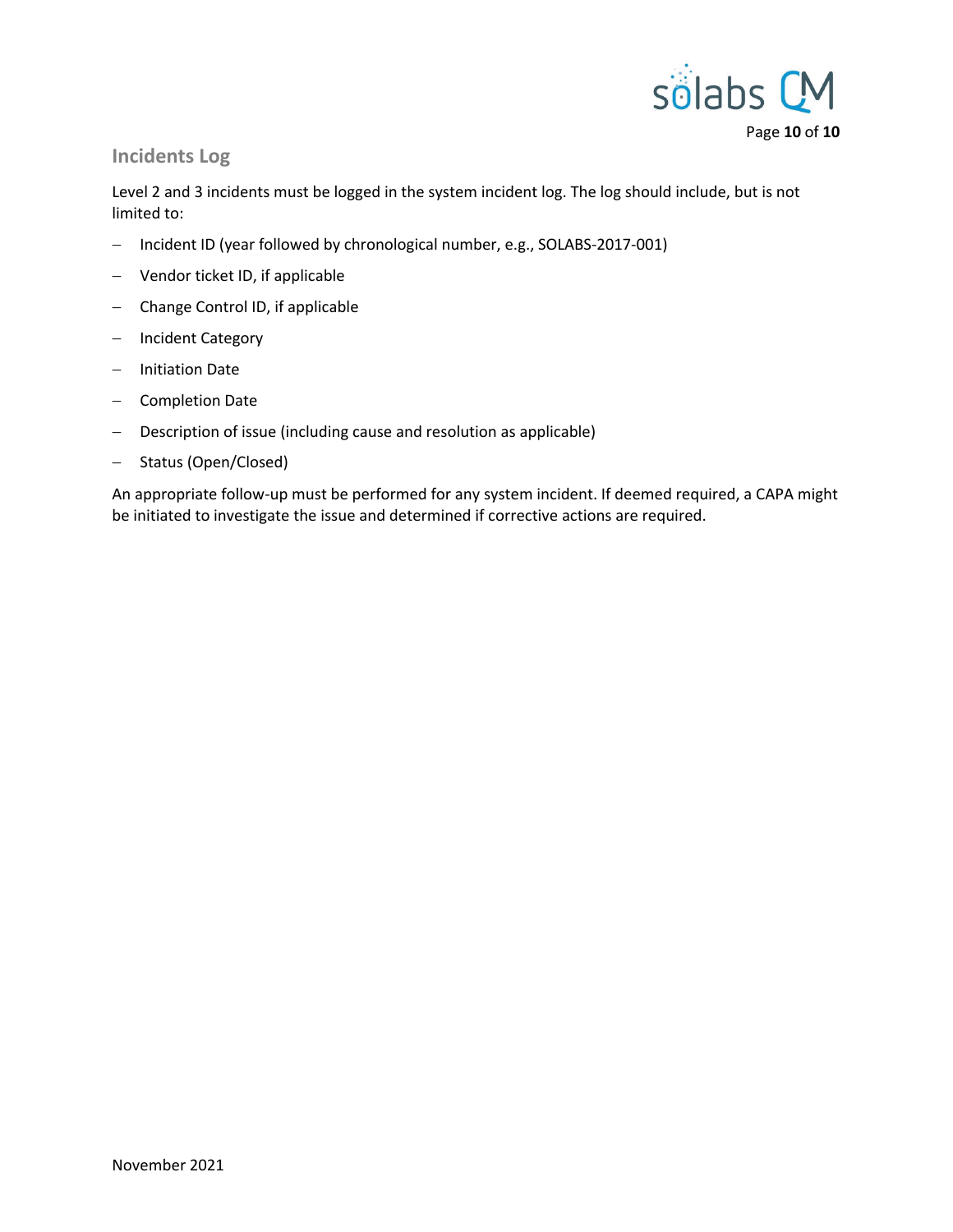## Incidents Log

Level 2 and 3 incidents must be logged in the system incident log. The log should include, but is not limited to:

- Incident ID (year followed by chronological number, e.g., SOLABS-2017-001)
- Vendor ticket ID, if applicable
- Change Control ID, if applicable
- Incident Category
- Initiation Date
- Completion Date
- Description of issue (including cause and resolution as applicable)
- Status (Open/Closed)

An appropriate follow-up must be performed for any system incident. If deemed required, a CAPA might be initiated to investigate the issue and determined if corrective actions are required.